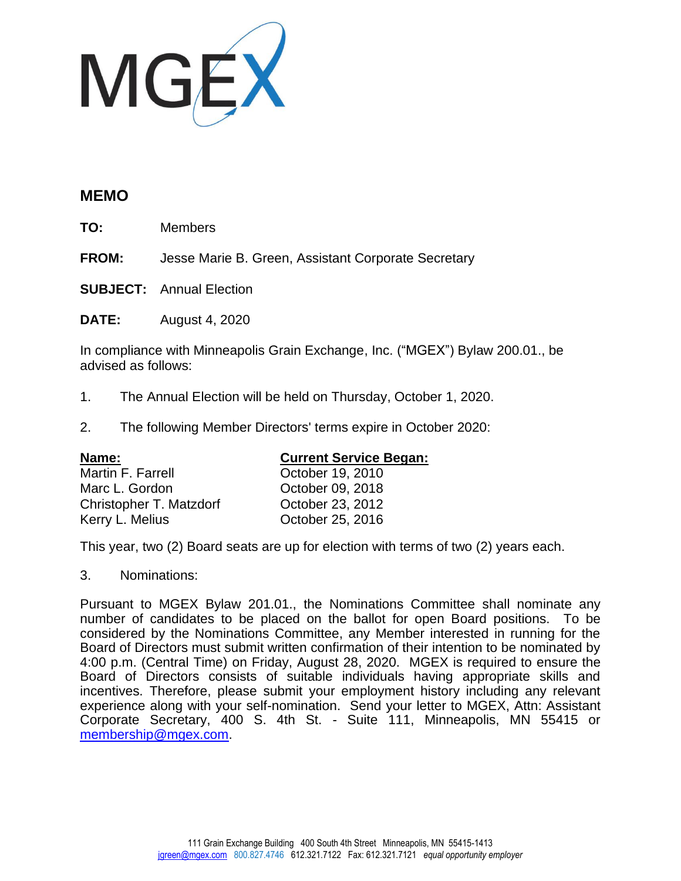MGEX

## MEMO

**TO:** Members

**FROM:** Jesse Marie B. Green, Assistant Corporate Secretary

**SUBJECT:** Annual Election

**DATE:** August 4, 2020

In compliance with Minneapolis Grain Exchange, Inc. ("MGEX") Bylaw 200.01., be advised as follows:

1. The Annual Election will be held on Thursday, October 1, 2020.

2. The following Member Directors' terms expire in October 2020:

| **Name:** | **Current Service Began:** |
|---|---|
| Martin F. Farrell | October 19, 2010 |
| Marc L. Gordon | October 09, 2018 |
| Christopher T. Matzdorf | October 23, 2012 |
| Kerry L. Melius | October 25, 2016 |

This year, two (2) Board seats are up for election with terms of two (2) years each.

3. Nominations:

Pursuant to MGEX Bylaw 201.01., the Nominations Committee shall nominate any number of candidates to be placed on the ballot for open Board positions. To be considered by the Nominations Committee, any Member interested in running for the Board of Directors must submit written confirmation of their intention to be nominated by 4:00 p.m. (Central Time) on Friday, August 28, 2020. MGEX is required to ensure the Board of Directors consists of suitable individuals having appropriate skills and incentives. Therefore, please submit your employment history including any relevant experience along with your self-nomination. Send your letter to MGEX, Attn: Assistant Corporate Secretary, 400 S. 4th St. - Suite 111, Minneapolis, MN 55415 or membership@mgex.com.

111 Grain Exchange Building 400 South 4th Street Minneapolis, MN 55415-1413
jgreen@mgex.com 800.827.4746 612.321.7122 Fax: 612.321.7121 *equal opportunity employer*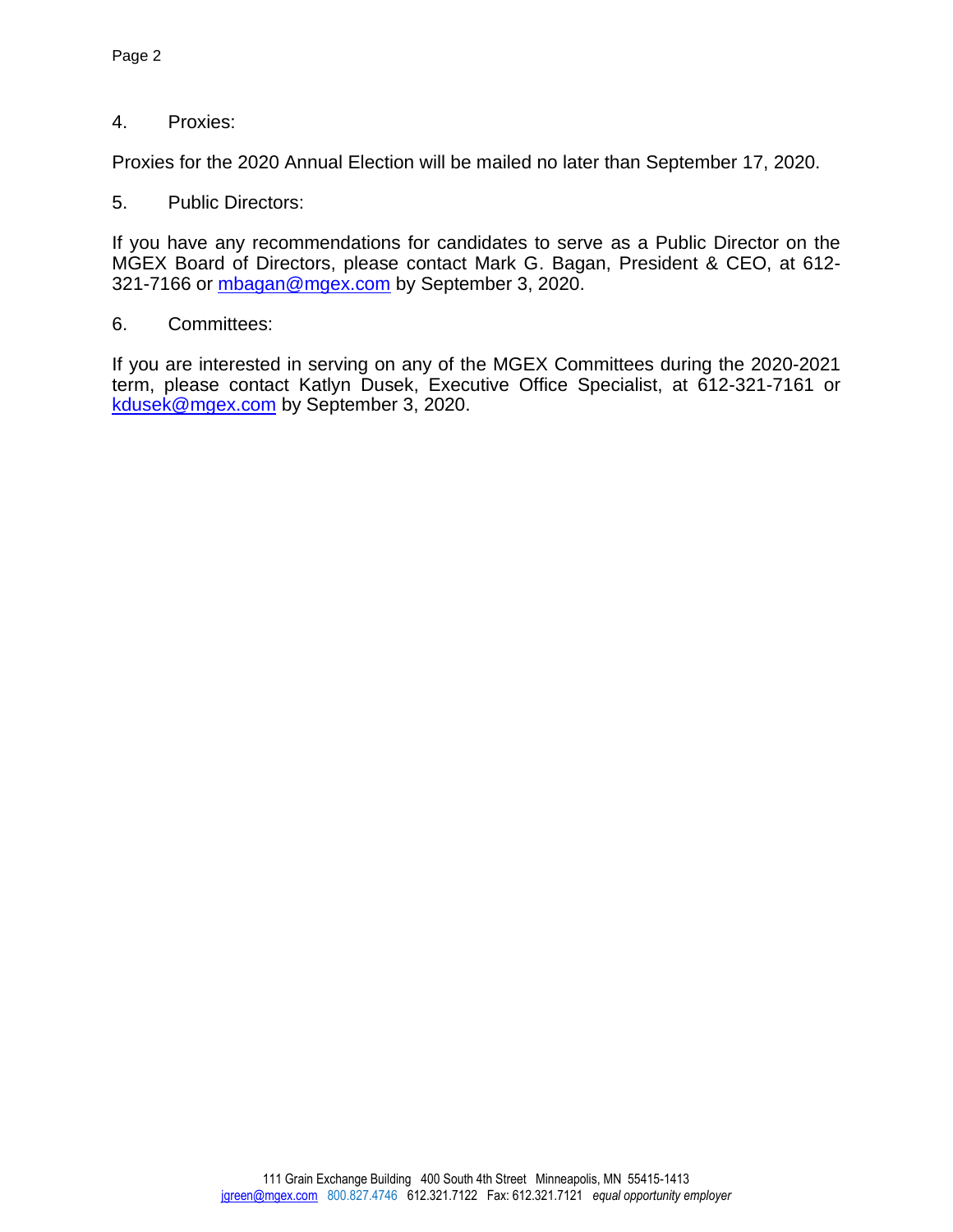4. Proxies:

Proxies for the 2020 Annual Election will be mailed no later than September 17, 2020.

5. Public Directors:

If you have any recommendations for candidates to serve as a Public Director on the MGEX Board of Directors, please contact Mark G. Bagan, President & CEO, at 612-321-7166 or mbagan@mgex.com by September 3, 2020.

6. Committees:

If you are interested in serving on any of the MGEX Committees during the 2020-2021 term, please contact Katlyn Dusek, Executive Office Specialist, at 612-321-7161 or kdusek@mgex.com by September 3, 2020.